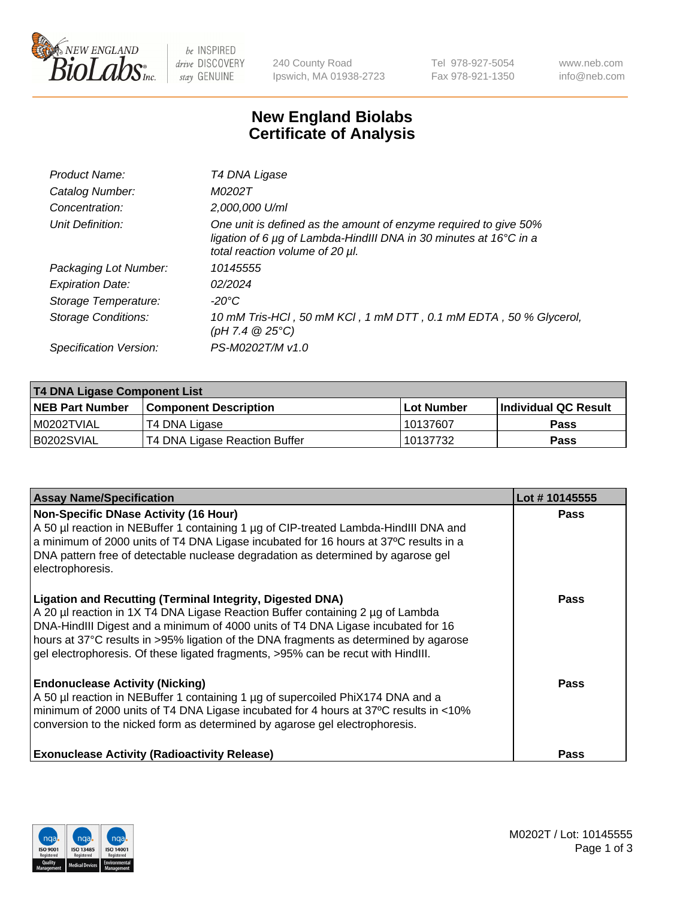# New England Biolabs
# Certificate of Analysis

| | |
|---|---|
| *Product Name:* | *T4 DNA Ligase* |
| *Catalog Number:* | *M0202T* |
| *Concentration:* | *2,000,000 U/ml* |
| *Unit Definition:* | *One unit is defined as the amount of enzyme required to give 50% ligation of 6 µg of Lambda-HindIII DNA in 30 minutes at 16°C in a total reaction volume of 20 µl.* |
| *Packaging Lot Number:* | *10145555* |
| *Expiration Date:* | *02/2024* |
| *Storage Temperature:* | *-20°C* |
| *Storage Conditions:* | *10 mM Tris-HCl , 50 mM KCl , 1 mM DTT , 0.1 mM EDTA , 50 % Glycerol, (pH 7.4 @ 25°C)* |
| *Specification Version:* | *PS-M0202T/M v1.0* |

| T4 DNA Ligase Component List | | | |
|---|---|---|---|
| **NEB Part Number** | **Component Description** | **Lot Number** | **Individual QC Result** |
| M0202TVIAL | T4 DNA Ligase | 10137607 | Pass |
| B0202SVIAL | T4 DNA Ligase Reaction Buffer | 10137732 | Pass |

| Assay Name/Specification | Lot # 10145555 |
|---|---|
| **Non-Specific DNase Activity (16 Hour)** A 50 µl reaction in NEBuffer 1 containing 1 µg of CIP-treated Lambda-HindIII DNA and a minimum of 2000 units of T4 DNA Ligase incubated for 16 hours at 37ºC results in a DNA pattern free of detectable nuclease degradation as determined by agarose gel electrophoresis. | Pass |
| **Ligation and Recutting (Terminal Integrity, Digested DNA)** A 20 µl reaction in 1X T4 DNA Ligase Reaction Buffer containing 2 µg of Lambda DNA-HindIII Digest and a minimum of 4000 units of T4 DNA Ligase incubated for 16 hours at 37°C results in >95% ligation of the DNA fragments as determined by agarose gel electrophoresis. Of these ligated fragments, >95% can be recut with HindIII. | Pass |
| **Endonuclease Activity (Nicking)** A 50 µl reaction in NEBuffer 1 containing 1 µg of supercoiled PhiX174 DNA and a minimum of 2000 units of T4 DNA Ligase incubated for 4 hours at 37ºC results in <10% conversion to the nicked form as determined by agarose gel electrophoresis. | Pass |
| **Exonuclease Activity (Radioactivity Release)** | Pass |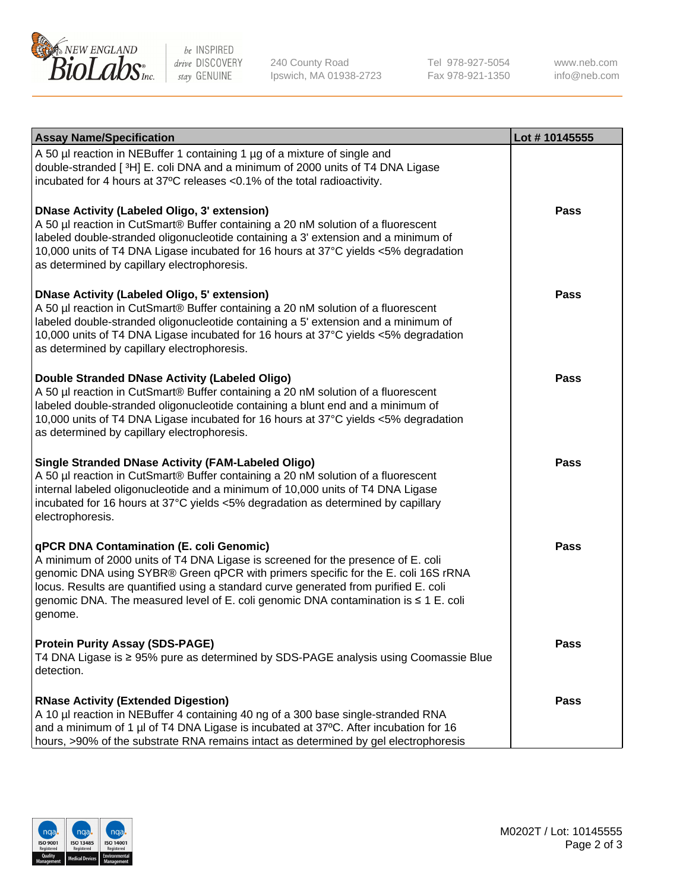| Assay Name/Specification | Lot # 10145555 |
| --- | --- |
| A 50 µl reaction in NEBuffer 1 containing 1 µg of a mixture of single and double-stranded [ $^{3}$H] E. coli DNA and a minimum of 2000 units of T4 DNA Ligase incubated for 4 hours at 37ºC releases <0.1% of the total radioactivity. | |
| **DNase Activity (Labeled Oligo, 3' extension)**<br>A 50 µl reaction in CutSmart® Buffer containing a 20 nM solution of a fluorescent labeled double-stranded oligonucleotide containing a 3' extension and a minimum of 10,000 units of T4 DNA Ligase incubated for 16 hours at 37°C yields <5% degradation as determined by capillary electrophoresis. | **Pass** |
| **DNase Activity (Labeled Oligo, 5' extension)**<br>A 50 µl reaction in CutSmart® Buffer containing a 20 nM solution of a fluorescent labeled double-stranded oligonucleotide containing a 5' extension and a minimum of 10,000 units of T4 DNA Ligase incubated for 16 hours at 37°C yields <5% degradation as determined by capillary electrophoresis. | **Pass** |
| **Double Stranded DNase Activity (Labeled Oligo)**<br>A 50 µl reaction in CutSmart® Buffer containing a 20 nM solution of a fluorescent labeled double-stranded oligonucleotide containing a blunt end and a minimum of 10,000 units of T4 DNA Ligase incubated for 16 hours at 37°C yields <5% degradation as determined by capillary electrophoresis. | **Pass** |
| **Single Stranded DNase Activity (FAM-Labeled Oligo)**<br>A 50 µl reaction in CutSmart® Buffer containing a 20 nM solution of a fluorescent internal labeled oligonucleotide and a minimum of 10,000 units of T4 DNA Ligase incubated for 16 hours at 37°C yields <5% degradation as determined by capillary electrophoresis. | **Pass** |
| **qPCR DNA Contamination (E. coli Genomic)**<br>A minimum of 2000 units of T4 DNA Ligase is screened for the presence of E. coli genomic DNA using SYBR® Green qPCR with primers specific for the E. coli 16S rRNA locus. Results are quantified using a standard curve generated from purified E. coli genomic DNA. The measured level of E. coli genomic DNA contamination is ≤ 1 E. coli genome. | **Pass** |
| **Protein Purity Assay (SDS-PAGE)**<br>T4 DNA Ligase is ≥ 95% pure as determined by SDS-PAGE analysis using Coomassie Blue detection. | **Pass** |
| **RNase Activity (Extended Digestion)**<br>A 10 µl reaction in NEBuffer 4 containing 40 ng of a 300 base single-stranded RNA and a minimum of 1 µl of T4 DNA Ligase is incubated at 37ºC. After incubation for 16 hours, >90% of the substrate RNA remains intact as determined by gel electrophoresis | **Pass** |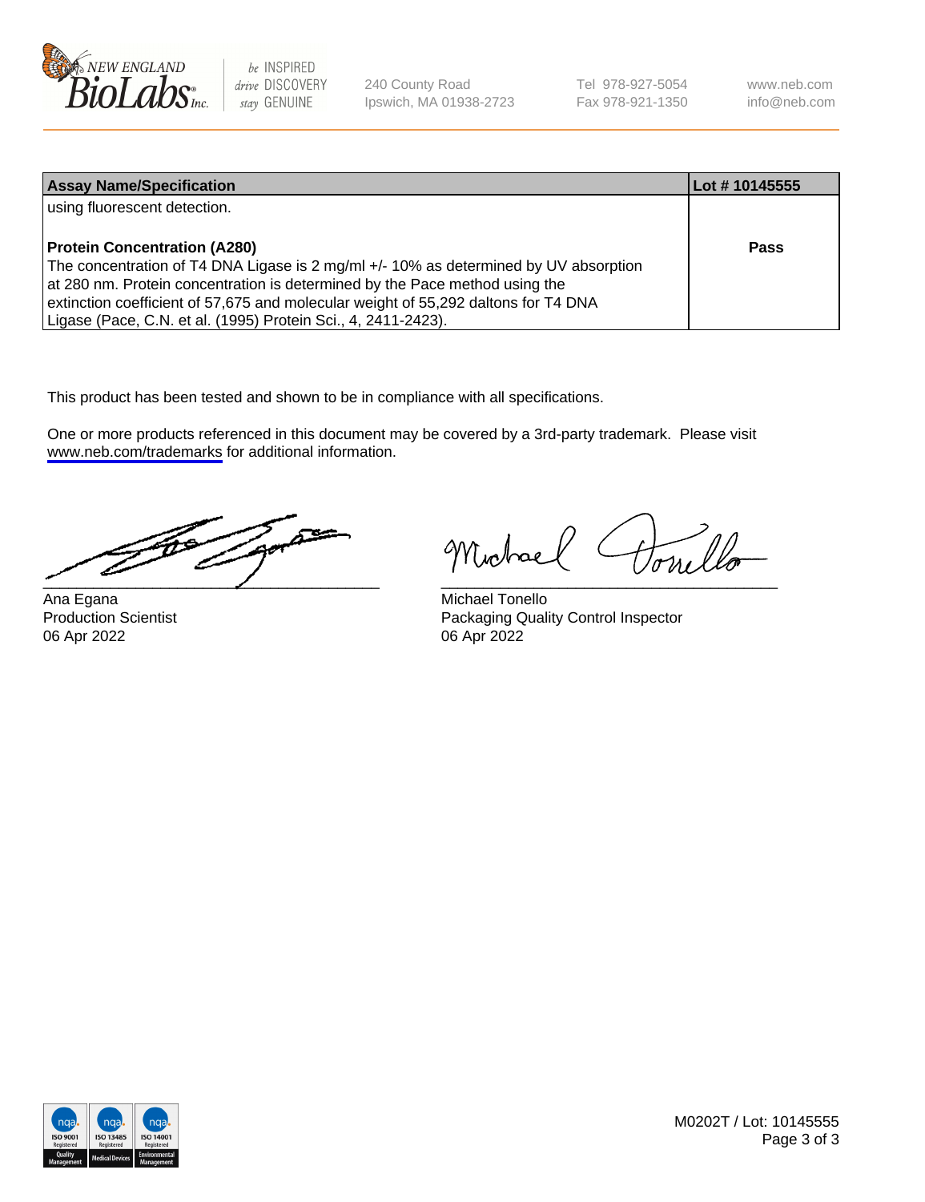| Assay Name/Specification | Lot # 10145555 |
|---|---|
| using fluorescent detection. | |
| **Protein Concentration (A280)**<br>The concentration of T4 DNA Ligase is 2 mg/ml +/- 10% as determined by UV absorption at 280 nm. Protein concentration is determined by the Pace method using the extinction coefficient of 57,675 and molecular weight of 55,292 daltons for T4 DNA Ligase (Pace, C.N. et al. (1995) Protein Sci., 4, 2411-2423). | **Pass** |

This product has been tested and shown to be in compliance with all specifications.

One or more products referenced in this document may be covered by a 3rd-party trademark. Please visit www.neb.com/trademarks for additional information.

Ana Egana
Production Scientist
06 Apr 2022

Michael Tonello
Packaging Quality Control Inspector
06 Apr 2022

M0202T / Lot: 10145555